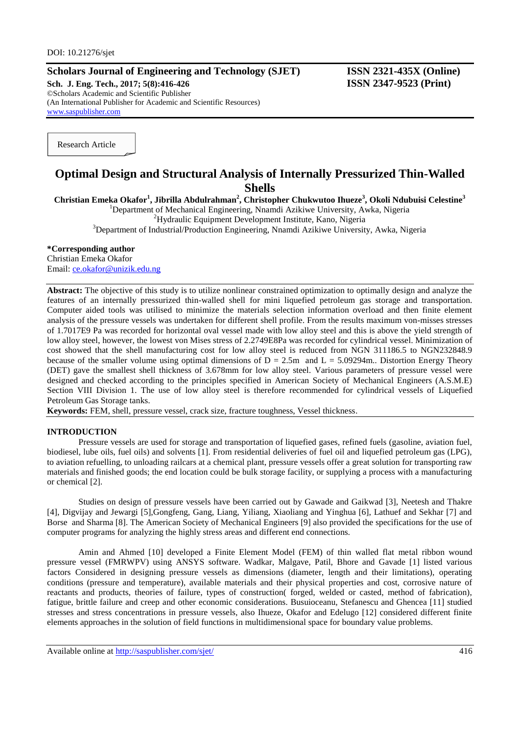DOI: 10.21276/sjet

**Scholars Journal of Engineering and Technology (SJET)** **ISSN 2321-435X (Online)**
**Sch. J. Eng. Tech., 2017; 5(8):416-426** **ISSN 2347-9523 (Print)**
©Scholars Academic and Scientific Publisher
(An International Publisher for Academic and Scientific Resources)
www.saspublisher.com

Research Article

# Optimal Design and Structural Analysis of Internally Pressurized Thin-Walled Shells

**Christian Emeka Okafor[1], Jibrilla Abdulrahman[2], Christopher Chukwutoo Ihueze[3], Okoli Ndubuisi Celestine[3]**

[1]Department of Mechanical Engineering, Nnamdi Azikiwe University, Awka, Nigeria
[2]Hydraulic Equipment Development Institute, Kano, Nigeria
[3]Department of Industrial/Production Engineering, Nnamdi Azikiwe University, Awka, Nigeria

**\*Corresponding author**
Christian Emeka Okafor
Email: ce.okafor@unizik.edu.ng

**Abstract:** The objective of this study is to utilize nonlinear constrained optimization to optimally design and analyze the features of an internally pressurized thin-walled shell for mini liquefied petroleum gas storage and transportation. Computer aided tools was utilised to minimize the materials selection information overload and then finite element analysis of the pressure vessels was undertaken for different shell profile. From the results maximum von-misses stresses of 1.7017E9 Pa was recorded for horizontal oval vessel made with low alloy steel and this is above the yield strength of low alloy steel, however, the lowest von Mises stress of 2.2749E8Pa was recorded for cylindrical vessel. Minimization of cost showed that the shell manufacturing cost for low alloy steel is reduced from NGN 311186.5 to NGN232848.9 because of the smaller volume using optimal dimensions of D = 2.5m and L = 5.09294m.. Distortion Energy Theory (DET) gave the smallest shell thickness of 3.678mm for low alloy steel. Various parameters of pressure vessel were designed and checked according to the principles specified in American Society of Mechanical Engineers (A.S.M.E) Section VIII Division 1. The use of low alloy steel is therefore recommended for cylindrical vessels of Liquefied Petroleum Gas Storage tanks.

**Keywords:** FEM, shell, pressure vessel, crack size, fracture toughness, Vessel thickness.

## INTRODUCTION

Pressure vessels are used for storage and transportation of liquefied gases, refined fuels (gasoline, aviation fuel, biodiesel, lube oils, fuel oils) and solvents [1]. From residential deliveries of fuel oil and liquefied petroleum gas (LPG), to aviation refuelling, to unloading railcars at a chemical plant, pressure vessels offer a great solution for transporting raw materials and finished goods; the end location could be bulk storage facility, or supplying a process with a manufacturing or chemical [2].

Studies on design of pressure vessels have been carried out by Gawade and Gaikwad [3], Neetesh and Thakre [4], Digvijay and Jewargi [5],Gongfeng, Gang, Liang, Yiliang, Xiaoliang and Yinghua [6], Lathuef and Sekhar [7] and Borse and Sharma [8]. The American Society of Mechanical Engineers [9] also provided the specifications for the use of computer programs for analyzing the highly stress areas and different end connections.

Amin and Ahmed [10] developed a Finite Element Model (FEM) of thin walled flat metal ribbon wound pressure vessel (FMRWPV) using ANSYS software. Wadkar, Malgave, Patil, Bhore and Gavade [1] listed various factors Considered in designing pressure vessels as dimensions (diameter, length and their limitations), operating conditions (pressure and temperature), available materials and their physical properties and cost, corrosive nature of reactants and products, theories of failure, types of construction( forged, welded or casted, method of fabrication), fatigue, brittle failure and creep and other economic considerations. Busuioceanu, Stefanescu and Ghencea [11] studied stresses and stress concentrations in pressure vessels, also Ihueze, Okafor and Edelugo [12] considered different finite elements approaches in the solution of field functions in multidimensional space for boundary value problems.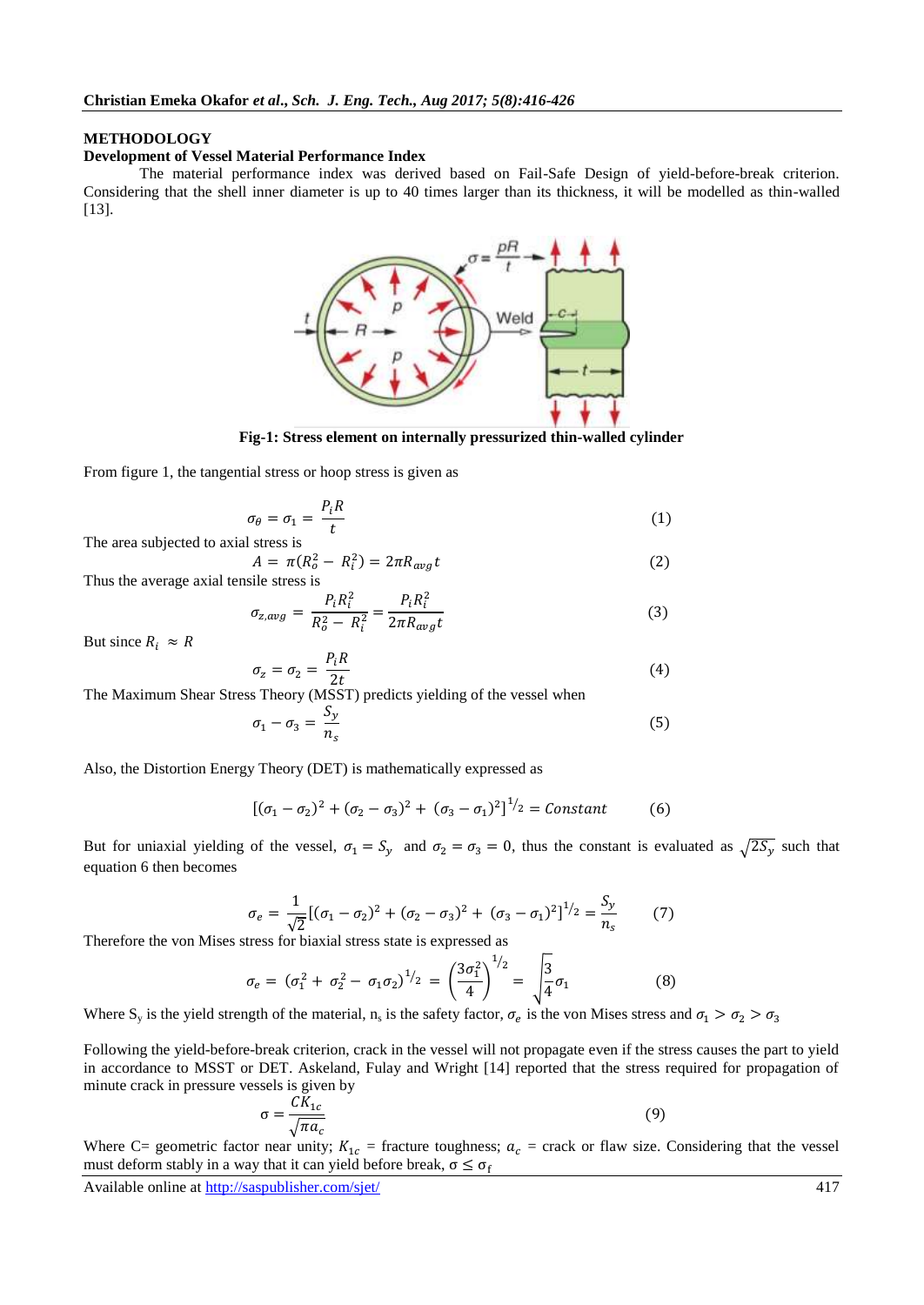## METHODOLOGY

### Development of Vessel Material Performance Index

The material performance index was derived based on Fail-Safe Design of yield-before-break criterion. Considering that the shell inner diameter is up to 40 times larger than its thickness, it will be modelled as thin-walled [13].

**Fig-1: Stress element on internally pressurized thin-walled cylinder**

From figure 1, the tangential stress or hoop stress is given as

$$\sigma_\theta = \sigma_1 = \frac{P_i R}{t} \tag{1}$$

The area subjected to axial stress is

$$A = \pi(R_o^2 - R_i^2) = 2\pi R_{avg} t \tag{2}$$

Thus the average axial tensile stress is

$$\sigma_{z,avg} = \frac{P_i R_i^2}{R_o^2 - R_i^2} = \frac{P_i R_i^2}{2\pi R_{avg} t} \tag{3}$$

But since $R_i \approx R$

$$\sigma_z = \sigma_2 = \frac{P_i R}{2t} \tag{4}$$

The Maximum Shear Stress Theory (MSST) predicts yielding of the vessel when

$$\sigma_1 - \sigma_3 = \frac{S_y}{n_s} \tag{5}$$

Also, the Distortion Energy Theory (DET) is mathematically expressed as

$$[(\sigma_1 - \sigma_2)^2 + (\sigma_2 - \sigma_3)^2 + (\sigma_3 - \sigma_1)^2]^{1/2} = Constant \tag{6}$$

But for uniaxial yielding of the vessel, $\sigma_1 = S_y$ and $\sigma_2 = \sigma_3 = 0$, thus the constant is evaluated as $\sqrt{2S_y}$ such that equation 6 then becomes

$$\sigma_e = \frac{1}{\sqrt{2}}[(\sigma_1 - \sigma_2)^2 + (\sigma_2 - \sigma_3)^2 + (\sigma_3 - \sigma_1)^2]^{1/2} = \frac{S_y}{n_s} \tag{7}$$

Therefore the von Mises stress for biaxial stress state is expressed as

$$\sigma_e = (\sigma_1^2 + \sigma_2^2 - \sigma_1\sigma_2)^{1/2} = \left(\frac{3\sigma_1^2}{4}\right)^{1/2} = \sqrt{\frac{3}{4}}\sigma_1 \tag{8}$$

Where $S_y$ is the yield strength of the material, $n_s$ is the safety factor, $\sigma_e$ is the von Mises stress and $\sigma_1 > \sigma_2 > \sigma_3$

Following the yield-before-break criterion, crack in the vessel will not propagate even if the stress causes the part to yield in accordance to MSST or DET. Askeland, Fulay and Wright [14] reported that the stress required for propagation of minute crack in pressure vessels is given by

$$\sigma = \frac{CK_{1c}}{\sqrt{\pi a_c}} \tag{9}$$

Where C= geometric factor near unity; $K_{1c}$ = fracture toughness; $a_c$ = crack or flaw size. Considering that the vessel must deform stably in a way that it can yield before break, $\sigma \leq \sigma_f$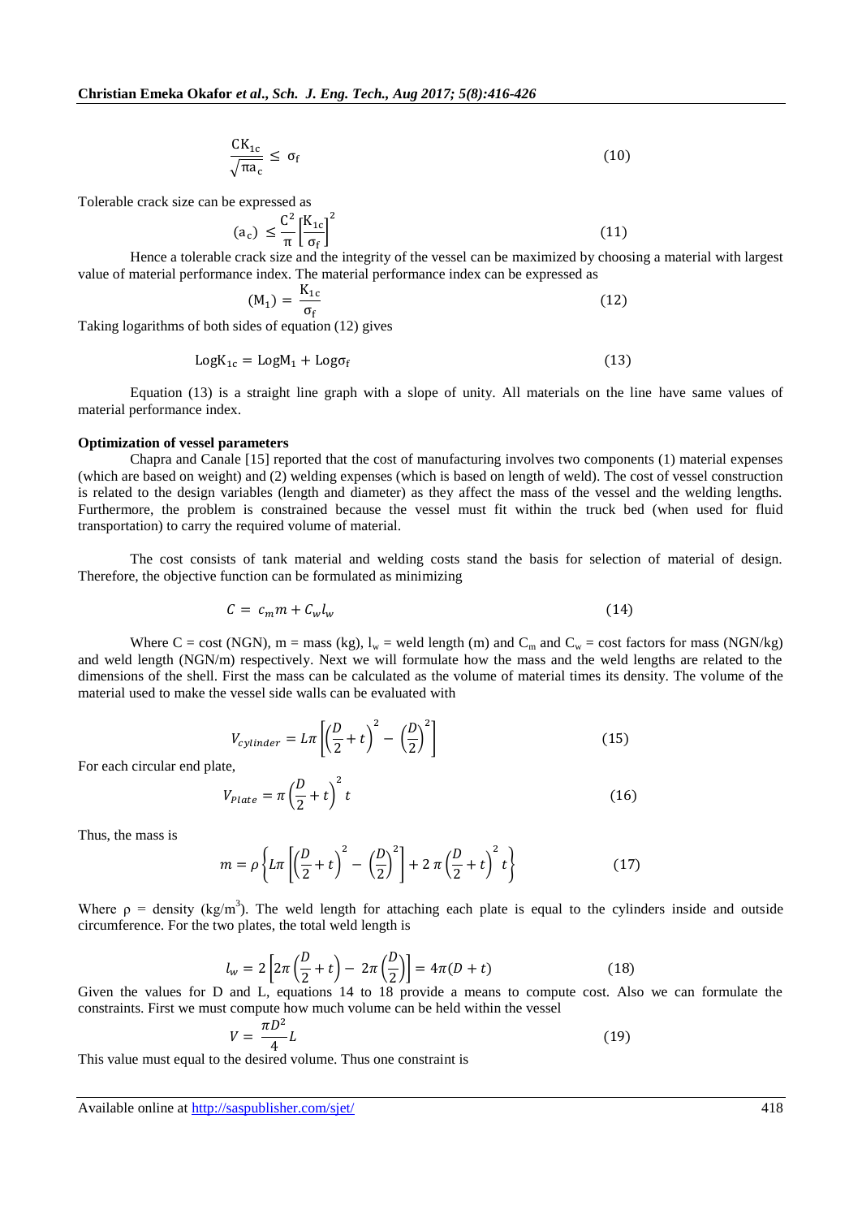$$\frac{CK_{1c}}{\sqrt{\pi a_c}} \leq \sigma_f \tag{10}$$

Tolerable crack size can be expressed as

$$(a_c) \leq \frac{C^2}{\pi}\left[\frac{K_{1c}}{\sigma_f}\right]^2 \tag{11}$$

Hence a tolerable crack size and the integrity of the vessel can be maximized by choosing a material with largest value of material performance index. The material performance index can be expressed as

$$(M_1) = \frac{K_{1c}}{\sigma_f} \tag{12}$$

Taking logarithms of both sides of equation (12) gives

$$\text{Log}K_{1c} = \text{Log}M_1 + \text{Log}\sigma_f \tag{13}$$

Equation (13) is a straight line graph with a slope of unity. All materials on the line have same values of material performance index.

**Optimization of vessel parameters**

Chapra and Canale [15] reported that the cost of manufacturing involves two components (1) material expenses (which are based on weight) and (2) welding expenses (which is based on length of weld). The cost of vessel construction is related to the design variables (length and diameter) as they affect the mass of the vessel and the welding lengths. Furthermore, the problem is constrained because the vessel must fit within the truck bed (when used for fluid transportation) to carry the required volume of material.

The cost consists of tank material and welding costs stand the basis for selection of material of design. Therefore, the objective function can be formulated as minimizing

$$C = c_m m + C_w l_w \tag{14}$$

Where C = cost (NGN), m = mass (kg), $l_w$ = weld length (m) and $C_m$ and $C_w$ = cost factors for mass (NGN/kg) and weld length (NGN/m) respectively. Next we will formulate how the mass and the weld lengths are related to the dimensions of the shell. First the mass can be calculated as the volume of material times its density. The volume of the material used to make the vessel side walls can be evaluated with

$$V_{cylinder} = L\pi\left[\left(\frac{D}{2}+t\right)^2 - \left(\frac{D}{2}\right)^2\right] \tag{15}$$

For each circular end plate,

$$V_{Plate} = \pi\left(\frac{D}{2}+t\right)^2 t \tag{16}$$

Thus, the mass is

$$m = \rho\left\{L\pi\left[\left(\frac{D}{2}+t\right)^2 - \left(\frac{D}{2}\right)^2\right] + 2\,\pi\left(\frac{D}{2}+t\right)^2 t\right\} \tag{17}$$

Where ρ = density ($kg/m^3$). The weld length for attaching each plate is equal to the cylinders inside and outside circumference. For the two plates, the total weld length is

$$l_w = 2\left[2\pi\left(\frac{D}{2}+t\right) - 2\pi\left(\frac{D}{2}\right)\right] = 4\pi(D+t) \tag{18}$$

Given the values for D and L, equations 14 to 18 provide a means to compute cost. Also we can formulate the constraints. First we must compute how much volume can be held within the vessel

$$V = \frac{\pi D^2}{4}L \tag{19}$$

This value must equal to the desired volume. Thus one constraint is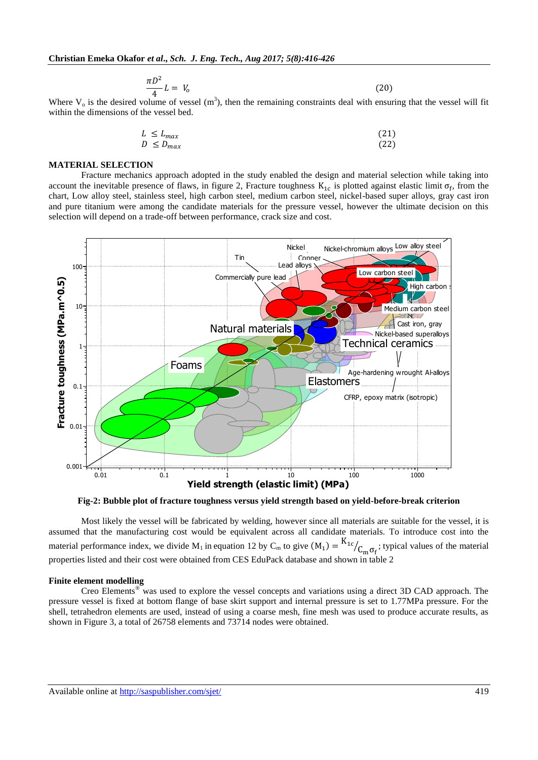$$\frac{\pi D^2}{4} L = V_o \tag{20}$$

Where $V_o$ is the desired volume of vessel ($m^3$), then the remaining constraints deal with ensuring that the vessel will fit within the dimensions of the vessel bed.

$$L \leq L_{max} \tag{21}$$

$$D \leq D_{max} \tag{22}$$

## MATERIAL SELECTION

Fracture mechanics approach adopted in the study enabled the design and material selection while taking into account the inevitable presence of flaws, in figure 2, Fracture toughness $K_{1c}$ is plotted against elastic limit $\sigma_f$, from the chart, Low alloy steel, stainless steel, high carbon steel, medium carbon steel, nickel-based super alloys, gray cast iron and pure titanium were among the candidate materials for the pressure vessel, however the ultimate decision on this selection will depend on a trade-off between performance, crack size and cost.

**Fig-2: Bubble plot of fracture toughness versus yield strength based on yield-before-break criterion**

Most likely the vessel will be fabricated by welding, however since all materials are suitable for the vessel, it is assumed that the manufacturing cost would be equivalent across all candidate materials. To introduce cost into the material performance index, we divide $M_1$ in equation 12 by $C_m$ to give $(M_1) = {}^{K_{1c}}/_{C_m \sigma_f}$; typical values of the material properties listed and their cost were obtained from CES EduPack database and shown in table 2

### Finite element modelling

Creo Elements® was used to explore the vessel concepts and variations using a direct 3D CAD approach. The pressure vessel is fixed at bottom flange of base skirt support and internal pressure is set to 1.77MPa pressure. For the shell, tetrahedron elements are used, instead of using a coarse mesh, fine mesh was used to produce accurate results, as shown in Figure 3, a total of 26758 elements and 73714 nodes were obtained.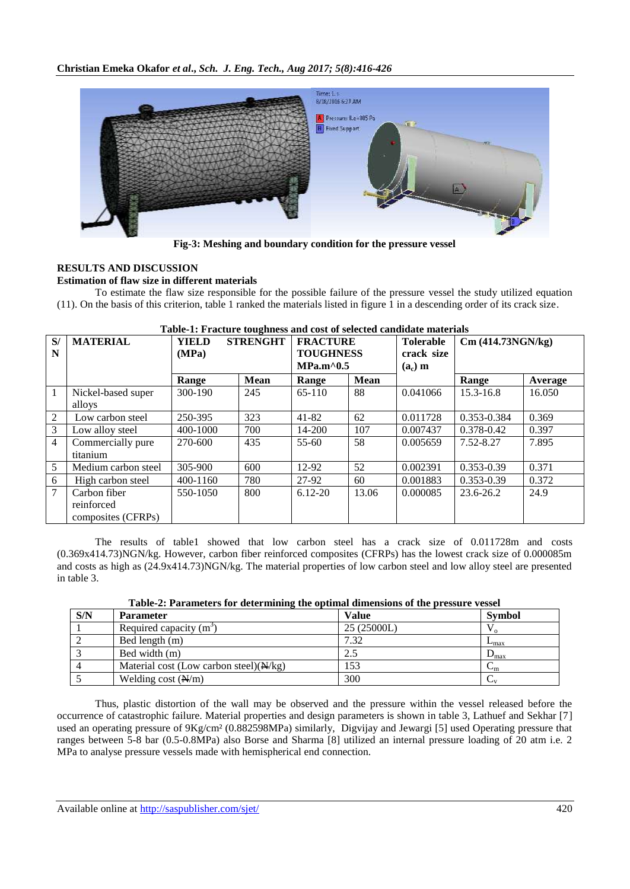Fig-3: Meshing and boundary condition for the pressure vessel

## RESULTS AND DISCUSSION

### Estimation of flaw size in different materials

To estimate the flaw size responsible for the possible failure of the pressure vessel the study utilized equation (11). On the basis of this criterion, table 1 ranked the materials listed in figure 1 in a descending order of its crack size.

**Table-1: Fracture toughness and cost of selected candidate materials**

| S/N | MATERIAL | YIELD STRENGHT (MPa) | | FRACTURE TOUGHNESS MPa.m^0.5 | | Tolerable crack size ($a_c$) m | Cm (414.73NGN/kg) | |
|---|---|---|---|---|---|---|---|---|
| | | Range | Mean | Range | Mean | | Range | Average |
| 1 | Nickel-based super alloys | 300-190 | 245 | 65-110 | 88 | 0.041066 | 15.3-16.8 | 16.050 |
| 2 | Low carbon steel | 250-395 | 323 | 41-82 | 62 | 0.011728 | 0.353-0.384 | 0.369 |
| 3 | Low alloy steel | 400-1000 | 700 | 14-200 | 107 | 0.007437 | 0.378-0.42 | 0.397 |
| 4 | Commercially pure titanium | 270-600 | 435 | 55-60 | 58 | 0.005659 | 7.52-8.27 | 7.895 |
| 5 | Medium carbon steel | 305-900 | 600 | 12-92 | 52 | 0.002391 | 0.353-0.39 | 0.371 |
| 6 | High carbon steel | 400-1160 | 780 | 27-92 | 60 | 0.001883 | 0.353-0.39 | 0.372 |
| 7 | Carbon fiber reinforced composites (CFRPs) | 550-1050 | 800 | 6.12-20 | 13.06 | 0.000085 | 23.6-26.2 | 24.9 |

The results of table1 showed that low carbon steel has a crack size of 0.011728m and costs (0.369x414.73)NGN/kg. However, carbon fiber reinforced composites (CFRPs) has the lowest crack size of 0.000085m and costs as high as (24.9x414.73)NGN/kg. The material properties of low carbon steel and low alloy steel are presented in table 3.

**Table-2: Parameters for determining the optimal dimensions of the pressure vessel**

| S/N | Parameter | Value | Symbol |
|---|---|---|---|
| 1 | Required capacity ($m^3$) | 25 (25000L) | $V_o$ |
| 2 | Bed length (m) | 7.32 | $L_{max}$ |
| 3 | Bed width (m) | 2.5 | $D_{max}$ |
| 4 | Material cost (Low carbon steel)(₦/kg) | 153 | $C_m$ |
| 5 | Welding cost (₦/m) | 300 | $C_v$ |

Thus, plastic distortion of the wall may be observed and the pressure within the vessel released before the occurrence of catastrophic failure. Material properties and design parameters is shown in table 3, Lathuef and Sekhar [7] used an operating pressure of 9Kg/cm² (0.882598MPa) similarly, Digvijay and Jewargi [5] used Operating pressure that ranges between 5-8 bar (0.5-0.8MPa) also Borse and Sharma [8] utilized an internal pressure loading of 20 atm i.e. 2 MPa to analyse pressure vessels made with hemispherical end connection.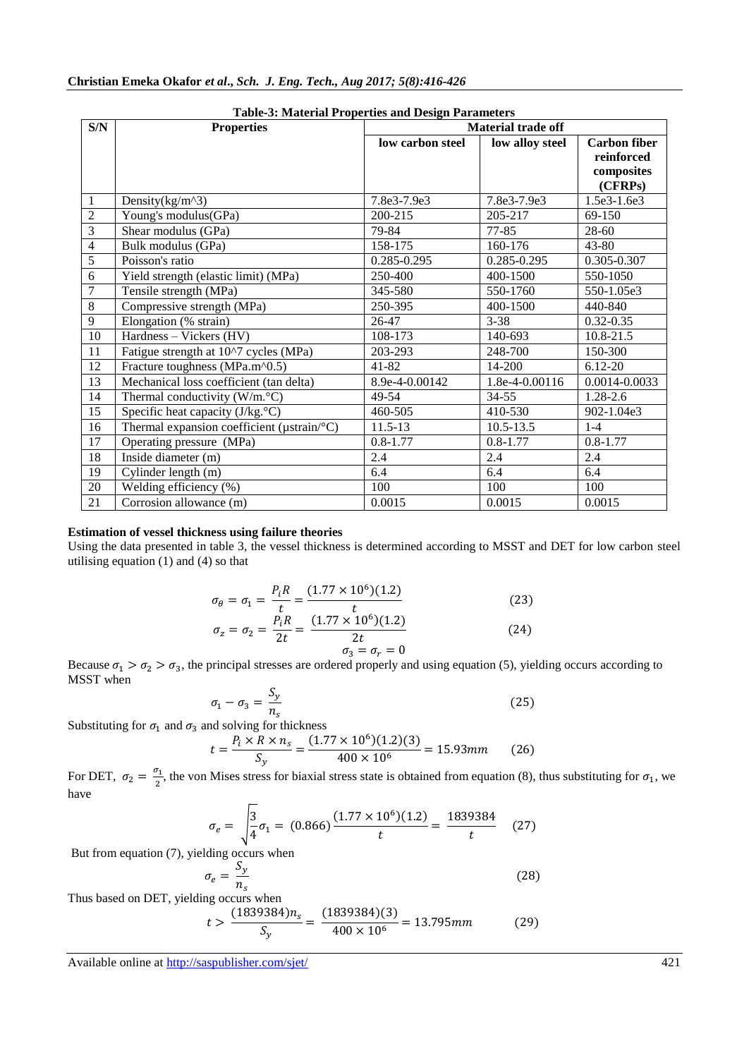**Table-3: Material Properties and Design Parameters**

| S/N | Properties | Material trade off | | |
|---|---|---|---|---|
| | | low carbon steel | low alloy steel | Carbon fiber reinforced composites (CFRPs) |
| 1 | Density(kg/m^3) | 7.8e3-7.9e3 | 7.8e3-7.9e3 | 1.5e3-1.6e3 |
| 2 | Young's modulus(GPa) | 200-215 | 205-217 | 69-150 |
| 3 | Shear modulus (GPa) | 79-84 | 77-85 | 28-60 |
| 4 | Bulk modulus (GPa) | 158-175 | 160-176 | 43-80 |
| 5 | Poisson's ratio | 0.285-0.295 | 0.285-0.295 | 0.305-0.307 |
| 6 | Yield strength (elastic limit) (MPa) | 250-400 | 400-1500 | 550-1050 |
| 7 | Tensile strength (MPa) | 345-580 | 550-1760 | 550-1.05e3 |
| 8 | Compressive strength (MPa) | 250-395 | 400-1500 | 440-840 |
| 9 | Elongation (% strain) | 26-47 | 3-38 | 0.32-0.35 |
| 10 | Hardness – Vickers (HV) | 108-173 | 140-693 | 10.8-21.5 |
| 11 | Fatigue strength at 10^7 cycles (MPa) | 203-293 | 248-700 | 150-300 |
| 12 | Fracture toughness (MPa.m^0.5) | 41-82 | 14-200 | 6.12-20 |
| 13 | Mechanical loss coefficient (tan delta) | 8.9e-4-0.00142 | 1.8e-4-0.00116 | 0.0014-0.0033 |
| 14 | Thermal conductivity (W/m.°C) | 49-54 | 34-55 | 1.28-2.6 |
| 15 | Specific heat capacity (J/kg.°C) | 460-505 | 410-530 | 902-1.04e3 |
| 16 | Thermal expansion coefficient (µstrain/°C) | 11.5-13 | 10.5-13.5 | 1-4 |
| 17 | Operating pressure (MPa) | 0.8-1.77 | 0.8-1.77 | 0.8-1.77 |
| 18 | Inside diameter (m) | 2.4 | 2.4 | 2.4 |
| 19 | Cylinder length (m) | 6.4 | 6.4 | 6.4 |
| 20 | Welding efficiency (%) | 100 | 100 | 100 |
| 21 | Corrosion allowance (m) | 0.0015 | 0.0015 | 0.0015 |

**Estimation of vessel thickness using failure theories**

Using the data presented in table 3, the vessel thickness is determined according to MSST and DET for low carbon steel utilising equation (1) and (4) so that

$$\sigma_\theta = \sigma_1 = \frac{P_i R}{t} = \frac{(1.77 \times 10^6)(1.2)}{t} \tag{23}$$

$$\sigma_z = \sigma_2 = \frac{P_i R}{2t} = \frac{(1.77 \times 10^6)(1.2)}{2t} \tag{24}$$

$$\sigma_3 = \sigma_r = 0$$

Because $\sigma_1 > \sigma_2 > \sigma_3$, the principal stresses are ordered properly and using equation (5), yielding occurs according to MSST when

$$\sigma_1 - \sigma_3 = \frac{S_y}{n_s} \tag{25}$$

Substituting for $\sigma_1$ and $\sigma_3$ and solving for thickness

$$t = \frac{P_i \times R \times n_s}{S_y} = \frac{(1.77 \times 10^6)(1.2)(3)}{400 \times 10^6} = 15.93mm \tag{26}$$

For DET, $\sigma_2 = \frac{\sigma_1}{2}$, the von Mises stress for biaxial stress state is obtained from equation (8), thus substituting for $\sigma_1$, we have

$$\sigma_e = \sqrt{\frac{3}{4}}\sigma_1 = (0.866)\frac{(1.77 \times 10^6)(1.2)}{t} = \frac{1839384}{t} \tag{27}$$

But from equation (7), yielding occurs when

$$\sigma_e = \frac{S_y}{n_s} \tag{28}$$

Thus based on DET, yielding occurs when

$$t > \frac{(1839384)n_s}{S_y} = \frac{(1839384)(3)}{400 \times 10^6} = 13.795mm \tag{29}$$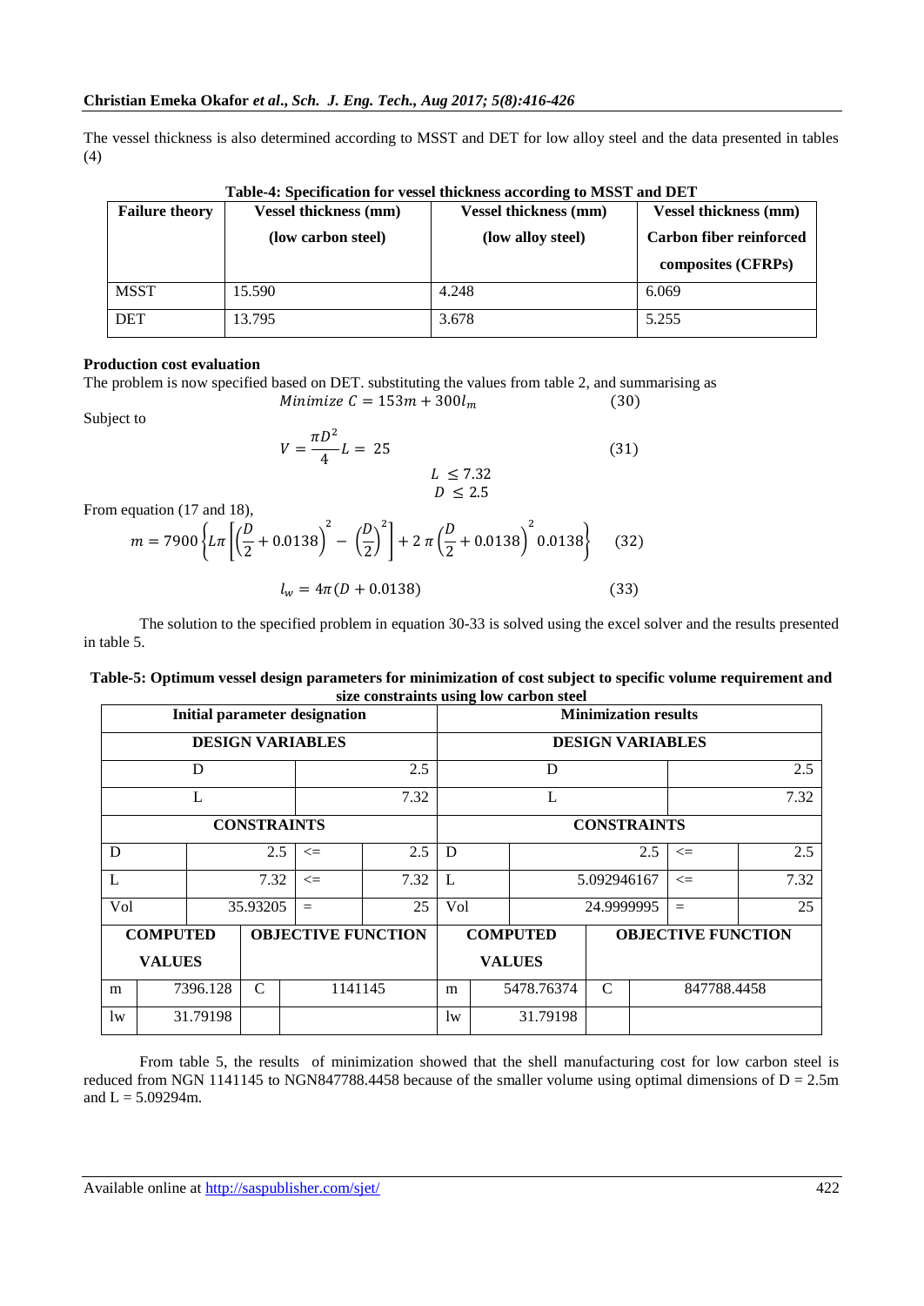The vessel thickness is also determined according to MSST and DET for low alloy steel and the data presented in tables (4)

**Table-4: Specification for vessel thickness according to MSST and DET**

| Failure theory | Vessel thickness (mm) (low carbon steel) | Vessel thickness (mm) (low alloy steel) | Vessel thickness (mm) Carbon fiber reinforced composites (CFRPs) |
|---|---|---|---|
| MSST | 15.590 | 4.248 | 6.069 |
| DET | 13.795 | 3.678 | 5.255 |

**Production cost evaluation**

The problem is now specified based on DET. substituting the values from table 2, and summarising as

$$Minimize\ C = 153m + 300l_m \tag{30}$$

Subject to

$$V = \frac{\pi D^2}{4} L = 25 \tag{31}$$

$$L \leq 7.32$$
$$D \leq 2.5$$

From equation (17 and 18),

$$m = 7900 \left\{ L\pi \left[ \left( \frac{D}{2} + 0.0138 \right)^2 - \left( \frac{D}{2} \right)^2 \right] + 2\,\pi \left( \frac{D}{2} + 0.0138 \right)^2 0.0138 \right\} \tag{32}$$

$$l_w = 4\pi(D + 0.0138) \tag{33}$$

The solution to the specified problem in equation 30-33 is solved using the excel solver and the results presented in table 5.

**Table-5: Optimum vessel design parameters for minimization of cost subject to specific volume requirement and size constraints using low carbon steel**

| Initial parameter designation | | | | Minimization results | | | |
|---|---|---|---|---|---|---|---|
| **DESIGN VARIABLES** | | | | **DESIGN VARIABLES** | | | |
| D | | | 2.5 | D | | | 2.5 |
| L | | | 7.32 | L | | | 7.32 |
| **CONSTRAINTS** | | | | **CONSTRAINTS** | | | |
| D | 2.5 | <= | 2.5 | D | 2.5 | <= | 2.5 |
| L | 7.32 | <= | 7.32 | L | 5.092946167 | <= | 7.32 |
| Vol | 35.93205 | = | 25 | Vol | 24.9999995 | = | 25 |
| **COMPUTED VALUES** | | **OBJECTIVE FUNCTION** | | **COMPUTED VALUES** | | **OBJECTIVE FUNCTION** | |
| m | 7396.128 | C | 1141145 | m | 5478.76374 | C | 847788.4458 |
| lw | 31.79198 | | | lw | 31.79198 | | |

From table 5, the results of minimization showed that the shell manufacturing cost for low carbon steel is reduced from NGN 1141145 to NGN847788.4458 because of the smaller volume using optimal dimensions of D = 2.5m and L = 5.09294m.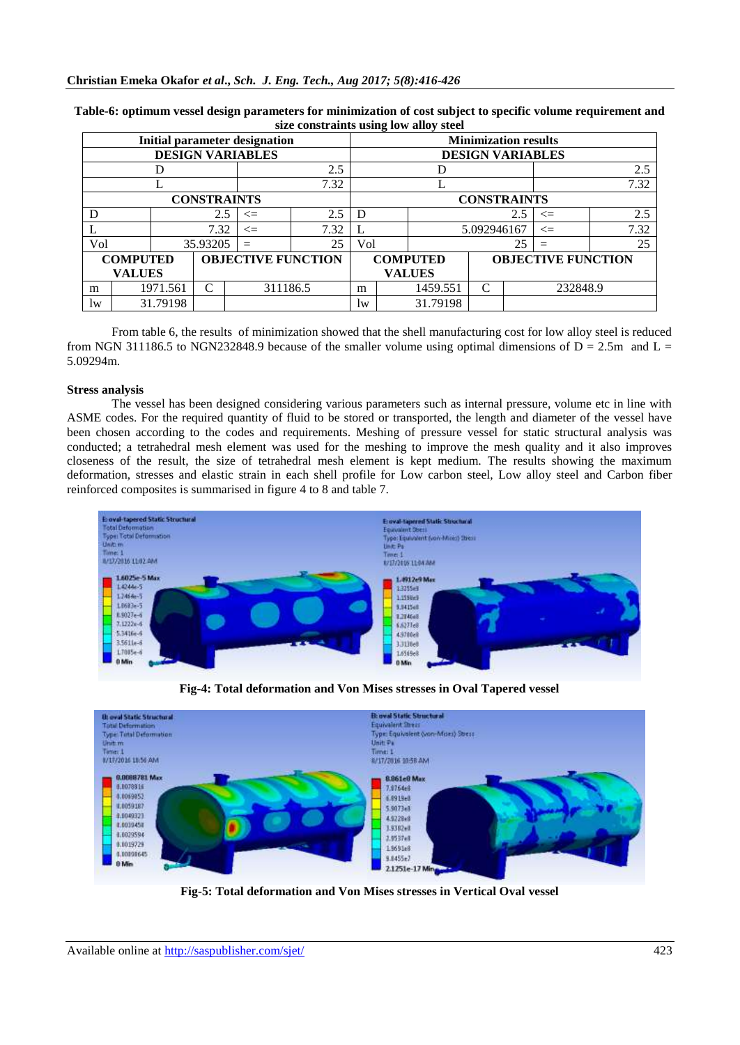**Table-6: optimum vessel design parameters for minimization of cost subject to specific volume requirement and size constraints using low alloy steel**

| Initial parameter designation | | | | Minimization results | | | |
|---|---|---|---|---|---|---|---|
| DESIGN VARIABLES | | | | DESIGN VARIABLES | | | |
| D | | | 2.5 | D | | | 2.5 |
| L | | | 7.32 | L | | | 7.32 |
| CONSTRAINTS | | | | CONSTRAINTS | | | |
| D | 2.5 | <= | 2.5 | D | 2.5 | <= | 2.5 |
| L | 7.32 | <= | 7.32 | L | 5.092946167 | <= | 7.32 |
| Vol | 35.93205 | = | 25 | Vol | 25 | = | 25 |
| COMPUTED VALUES | | OBJECTIVE FUNCTION | | COMPUTED VALUES | | OBJECTIVE FUNCTION | |
| m | 1971.561 | C | 311186.5 | m | 1459.551 | C | 232848.9 |
| lw | 31.79198 | | | lw | 31.79198 | | |

From table 6, the results of minimization showed that the shell manufacturing cost for low alloy steel is reduced from NGN 311186.5 to NGN232848.9 because of the smaller volume using optimal dimensions of D = 2.5m and L = 5.09294m.

### Stress analysis

The vessel has been designed considering various parameters such as internal pressure, volume etc in line with ASME codes. For the required quantity of fluid to be stored or transported, the length and diameter of the vessel have been chosen according to the codes and requirements. Meshing of pressure vessel for static structural analysis was conducted; a tetrahedral mesh element was used for the meshing to improve the mesh quality and it also improves closeness of the result, the size of tetrahedral mesh element is kept medium. The results showing the maximum deformation, stresses and elastic strain in each shell profile for Low carbon steel, Low alloy steel and Carbon fiber reinforced composites is summarised in figure 4 to 8 and table 7.

**Fig-4: Total deformation and Von Mises stresses in Oval Tapered vessel**

**Fig-5: Total deformation and Von Mises stresses in Vertical Oval vessel**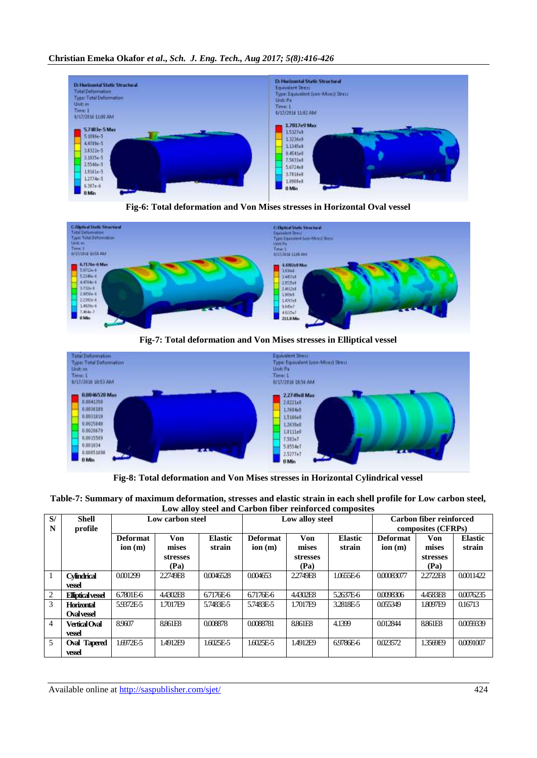Fig-6: Total deformation and Von Mises stresses in Horizontal Oval vessel

Fig-7: Total deformation and Von Mises stresses in Elliptical vessel

Fig-8: Total deformation and Von Mises stresses in Horizontal Cylindrical vessel

**Table-7: Summary of maximum deformation, stresses and elastic strain in each shell profile for Low carbon steel, Low alloy steel and Carbon fiber reinforced composites**

| S/N | Shell profile | Low carbon steel | | | Low alloy steel | | | Carbon fiber reinforced composites (CFRPs) | | |
|---|---|---|---|---|---|---|---|---|---|---|
| | | Deformation (m) | Von mises stresses (Pa) | Elastic strain | Deformation (m) | Von mises stresses (Pa) | Elastic strain | Deformation (m) | Von mises stresses (Pa) | Elastic strain |
| 1 | Cylindrical vessel | 0.001299 | 2.2749E8 | 0.0046528 | 0.004653 | 2.2749E8 | 1.0655E-6 | 0.00083077 | 2.2722E8 | 0.0011422 |
| 2 | Elliptical vessel | 6.7801E-6 | 4.4302E8 | 6.7176E-6 | 6.7176E-6 | 4.4302E8 | 5.2637E-6 | 0.0098306 | 4.4583E8 | 0.0076235 |
| 3 | Horizontal Oval vessel | 5.9372E-5 | 1.7017E9 | 5.7483E-5 | 5.7483E-5 | 1.7017E9 | 3.2818E-5 | 0.055349 | 1.8097E9 | 0.16713 |
| 4 | Vertical Oval vessel | 8.9607 | 8.861E8 | 0.008878 | 0.0088781 | 8.861E8 | 4.1399 | 0.012844 | 8.861E8 | 0.0059339 |
| 5 | Oval Tapered vessel | 1.6972E-5 | 1.4912E9 | 1.6025E-5 | 1.6025E-5 | 1.4912E9 | 6.9786E-6 | 0.023572 | 1.3569E9 | 0.0091007 |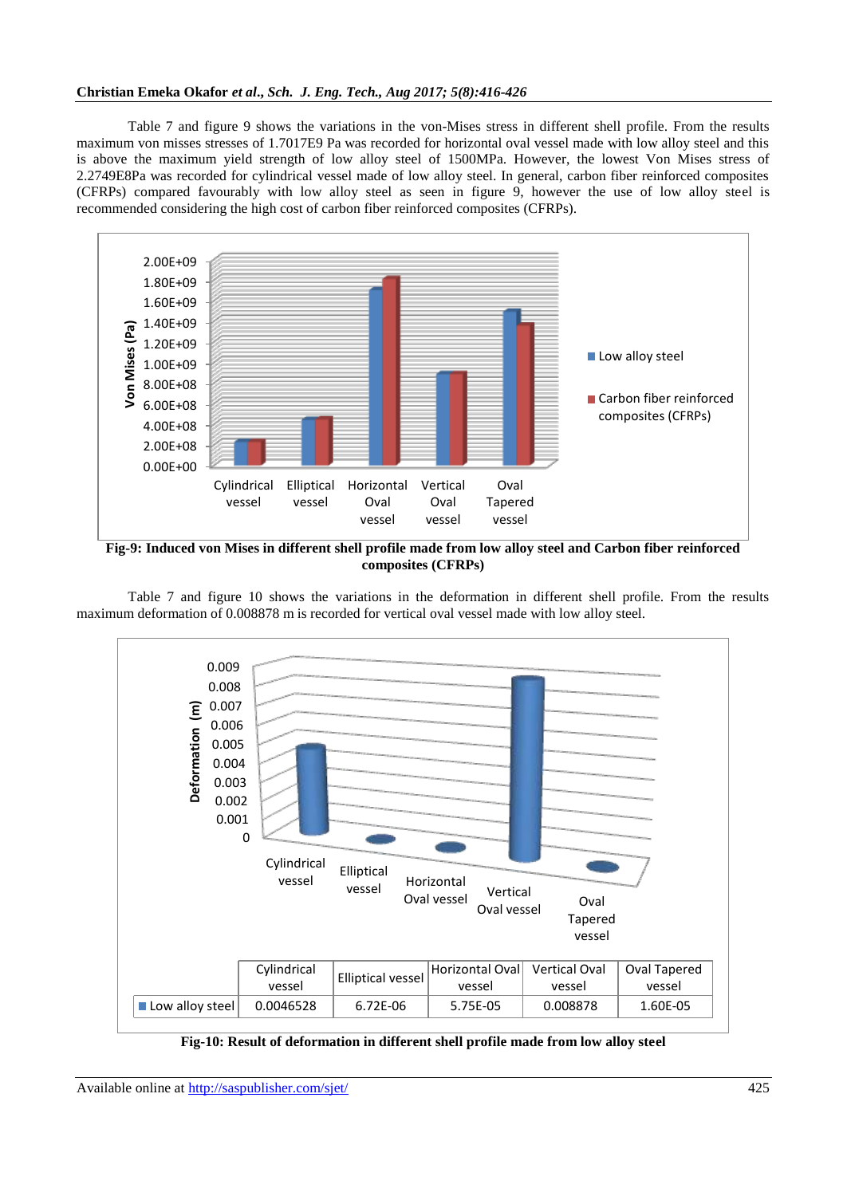Table 7 and figure 9 shows the variations in the von-Mises stress in different shell profile. From the results maximum von misses stresses of 1.7017E9 Pa was recorded for horizontal oval vessel made with low alloy steel and this is above the maximum yield strength of low alloy steel of 1500MPa. However, the lowest Von Mises stress of 2.2749E8Pa was recorded for cylindrical vessel made of low alloy steel. In general, carbon fiber reinforced composites (CFRPs) compared favourably with low alloy steel as seen in figure 9, however the use of low alloy steel is recommended considering the high cost of carbon fiber reinforced composites (CFRPs).

**Fig-9: Induced von Mises in different shell profile made from low alloy steel and Carbon fiber reinforced composites (CFRPs)**

Table 7 and figure 10 shows the variations in the deformation in different shell profile. From the results maximum deformation of 0.008878 m is recorded for vertical oval vessel made with low alloy steel.

| | Cylindrical vessel | Elliptical vessel | Horizontal Oval vessel | Vertical Oval vessel | Oval Tapered vessel |
|---|---|---|---|---|---|
| Low alloy steel | 0.0046528 | 6.72E-06 | 5.75E-05 | 0.008878 | 1.60E-05 |

**Fig-10: Result of deformation in different shell profile made from low alloy steel**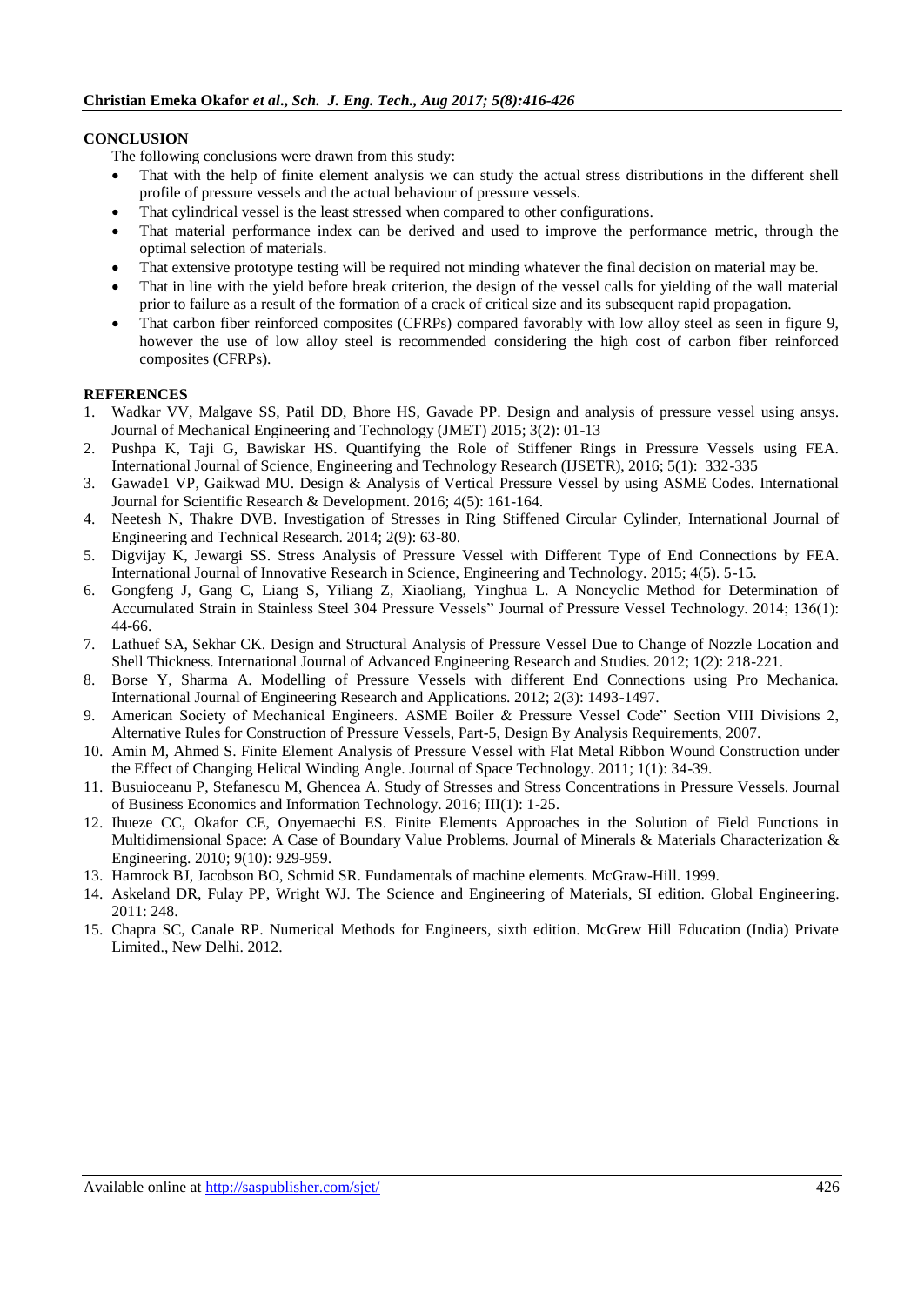## CONCLUSION

The following conclusions were drawn from this study:

- That with the help of finite element analysis we can study the actual stress distributions in the different shell profile of pressure vessels and the actual behaviour of pressure vessels.
- That cylindrical vessel is the least stressed when compared to other configurations.
- That material performance index can be derived and used to improve the performance metric, through the optimal selection of materials.
- That extensive prototype testing will be required not minding whatever the final decision on material may be.
- That in line with the yield before break criterion, the design of the vessel calls for yielding of the wall material prior to failure as a result of the formation of a crack of critical size and its subsequent rapid propagation.
- That carbon fiber reinforced composites (CFRPs) compared favorably with low alloy steel as seen in figure 9, however the use of low alloy steel is recommended considering the high cost of carbon fiber reinforced composites (CFRPs).

## REFERENCES

1. Wadkar VV, Malgave SS, Patil DD, Bhore HS, Gavade PP. Design and analysis of pressure vessel using ansys. Journal of Mechanical Engineering and Technology (JMET) 2015; 3(2): 01-13
2. Pushpa K, Taji G, Bawiskar HS. Quantifying the Role of Stiffener Rings in Pressure Vessels using FEA. International Journal of Science, Engineering and Technology Research (IJSETR), 2016; 5(1): 332-335
3. Gawade1 VP, Gaikwad MU. Design & Analysis of Vertical Pressure Vessel by using ASME Codes. International Journal for Scientific Research & Development. 2016; 4(5): 161-164.
4. Neetesh N, Thakre DVB. Investigation of Stresses in Ring Stiffened Circular Cylinder, International Journal of Engineering and Technical Research. 2014; 2(9): 63-80.
5. Digvijay K, Jewargi SS. Stress Analysis of Pressure Vessel with Different Type of End Connections by FEA. International Journal of Innovative Research in Science, Engineering and Technology. 2015; 4(5). 5-15.
6. Gongfeng J, Gang C, Liang S, Yiliang Z, Xiaoliang, Yinghua L. A Noncyclic Method for Determination of Accumulated Strain in Stainless Steel 304 Pressure Vessels" Journal of Pressure Vessel Technology. 2014; 136(1): 44-66.
7. Lathuef SA, Sekhar CK. Design and Structural Analysis of Pressure Vessel Due to Change of Nozzle Location and Shell Thickness. International Journal of Advanced Engineering Research and Studies. 2012; 1(2): 218-221.
8. Borse Y, Sharma A. Modelling of Pressure Vessels with different End Connections using Pro Mechanica. International Journal of Engineering Research and Applications. 2012; 2(3): 1493-1497.
9. American Society of Mechanical Engineers. ASME Boiler & Pressure Vessel Code" Section VIII Divisions 2, Alternative Rules for Construction of Pressure Vessels, Part-5, Design By Analysis Requirements, 2007.
10. Amin M, Ahmed S. Finite Element Analysis of Pressure Vessel with Flat Metal Ribbon Wound Construction under the Effect of Changing Helical Winding Angle. Journal of Space Technology. 2011; 1(1): 34-39.
11. Busuioceanu P, Stefanescu M, Ghencea A. Study of Stresses and Stress Concentrations in Pressure Vessels. Journal of Business Economics and Information Technology. 2016; III(1): 1-25.
12. Ihueze CC, Okafor CE, Onyemaechi ES. Finite Elements Approaches in the Solution of Field Functions in Multidimensional Space: A Case of Boundary Value Problems. Journal of Minerals & Materials Characterization & Engineering. 2010; 9(10): 929-959.
13. Hamrock BJ, Jacobson BO, Schmid SR. Fundamentals of machine elements. McGraw-Hill. 1999.
14. Askeland DR, Fulay PP, Wright WJ. The Science and Engineering of Materials, SI edition. Global Engineering. 2011: 248.
15. Chapra SC, Canale RP. Numerical Methods for Engineers, sixth edition. McGrew Hill Education (India) Private Limited., New Delhi. 2012.